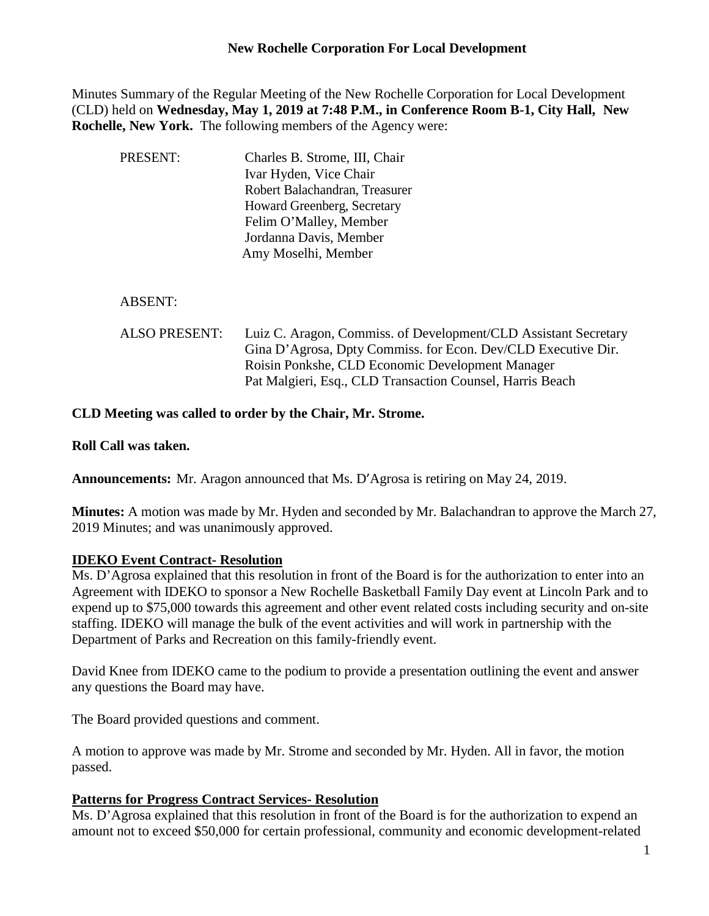# New Rochelle Corporation For Local Development

Minutes Summary of the Regular Meeting of the New Rochelle Corporation for Local Development (CLD) held on **Wednesday, May 1, 2019 at 7:48 P.M., in Conference Room B-1, City Hall, New Rochelle, New York.** The following members of the Agency were:

PRESENT:
- Charles B. Strome, III, Chair
- Ivar Hyden, Vice Chair
- Robert Balachandran, Treasurer
- Howard Greenberg, Secretary
- Felim O'Malley, Member
- Jordanna Davis, Member
- Amy Moselhi, Member

ABSENT:

ALSO PRESENT:
- Luiz C. Aragon, Commiss. of Development/CLD Assistant Secretary
- Gina D'Agrosa, Dpty Commiss. for Econ. Dev/CLD Executive Dir.
- Roisin Ponkshe, CLD Economic Development Manager
- Pat Malgieri, Esq., CLD Transaction Counsel, Harris Beach

**CLD Meeting was called to order by the Chair, Mr. Strome.**

**Roll Call was taken.**

**Announcements:** Mr. Aragon announced that Ms. D'Agrosa is retiring on May 24, 2019.

**Minutes:** A motion was made by Mr. Hyden and seconded by Mr. Balachandran to approve the March 27, 2019 Minutes; and was unanimously approved.

## IDEKO Event Contract- Resolution

Ms. D'Agrosa explained that this resolution in front of the Board is for the authorization to enter into an Agreement with IDEKO to sponsor a New Rochelle Basketball Family Day event at Lincoln Park and to expend up to $75,000 towards this agreement and other event related costs including security and on-site staffing. IDEKO will manage the bulk of the event activities and will work in partnership with the Department of Parks and Recreation on this family-friendly event.

David Knee from IDEKO came to the podium to provide a presentation outlining the event and answer any questions the Board may have.

The Board provided questions and comment.

A motion to approve was made by Mr. Strome and seconded by Mr. Hyden. All in favor, the motion passed.

## Patterns for Progress Contract Services- Resolution

Ms. D'Agrosa explained that this resolution in front of the Board is for the authorization to expend an amount not to exceed $50,000 for certain professional, community and economic development-related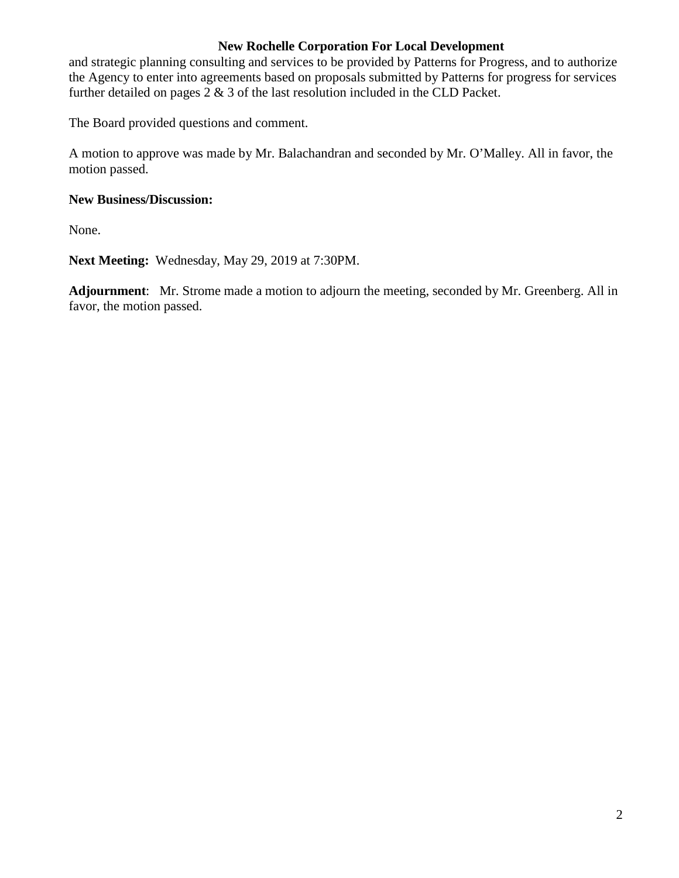and strategic planning consulting and services to be provided by Patterns for Progress, and to authorize the Agency to enter into agreements based on proposals submitted by Patterns for progress for services further detailed on pages 2 & 3 of the last resolution included in the CLD Packet.

The Board provided questions and comment.

A motion to approve was made by Mr. Balachandran and seconded by Mr. O'Malley. All in favor, the motion passed.

**New Business/Discussion:**

None.

**Next Meeting:** Wednesday, May 29, 2019 at 7:30PM.

**Adjournment**: Mr. Strome made a motion to adjourn the meeting, seconded by Mr. Greenberg. All in favor, the motion passed.